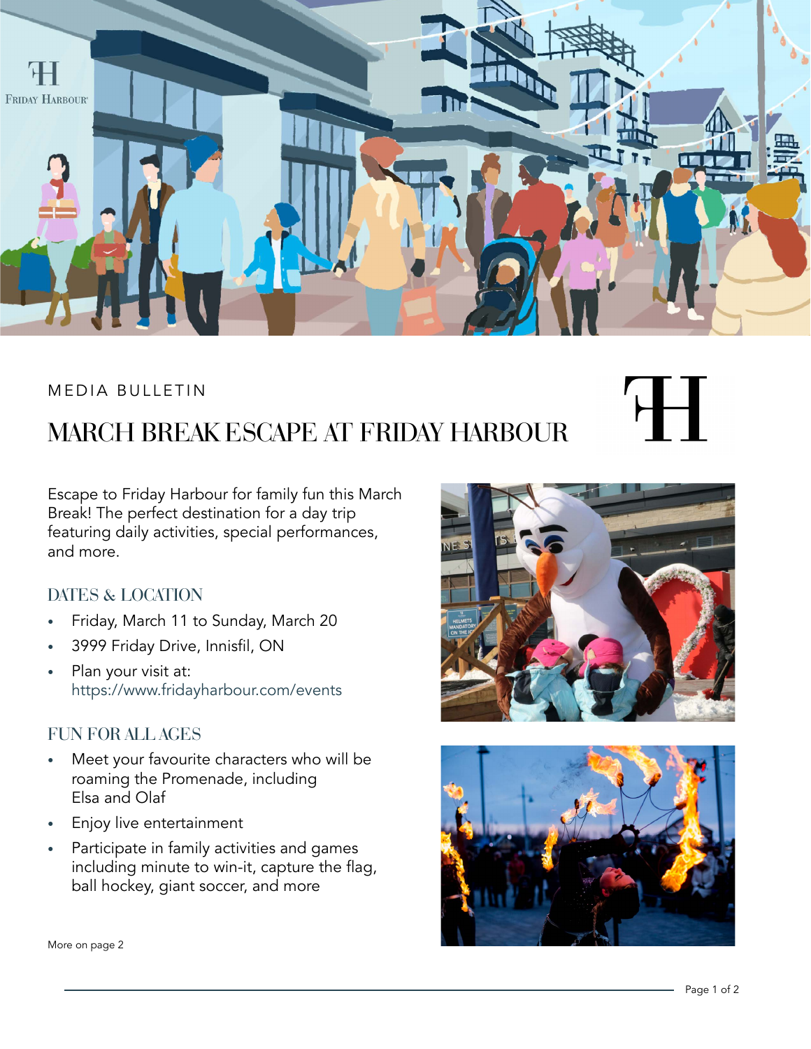MEDIA BULLETIN

# MARCH BREAK ESCAPE AT FRIDAY HARBOUR

Escape to Friday Harbour for family fun this March Break! The perfect destination for a day trip featuring daily activities, special performances, and more.

## DATES & LOCATION

- Friday, March 11 to Sunday, March 20
- 3999 Friday Drive, Innisfil, ON
- Plan your visit at: https://www.fridayharbour.com/events

## FUN FOR ALL AGES

- Meet your favourite characters who will be roaming the Promenade, including Elsa and Olaf
- Enjoy live entertainment
- Participate in family activities and games including minute to win-it, capture the flag, ball hockey, giant soccer, and more

More on page 2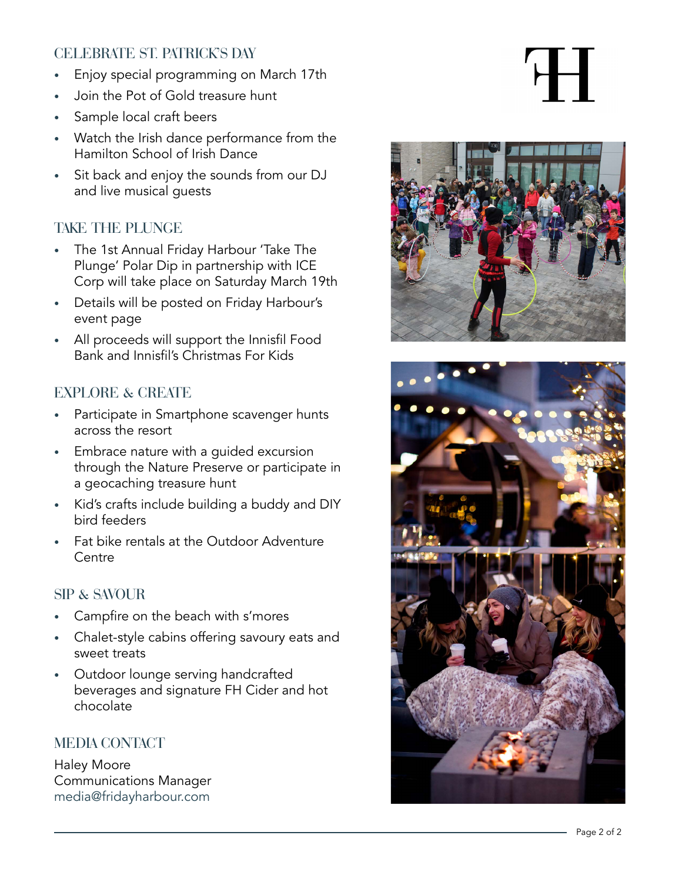## CELEBRATE ST. PATRICK'S DAY

- Enjoy special programming on March 17th
- Join the Pot of Gold treasure hunt
- Sample local craft beers
- Watch the Irish dance performance from the Hamilton School of Irish Dance
- Sit back and enjoy the sounds from our DJ and live musical guests

## TAKE THE PLUNGE

- The 1st Annual Friday Harbour 'Take The Plunge' Polar Dip in partnership with ICE Corp will take place on Saturday March 19th
- Details will be posted on Friday Harbour's event page
- All proceeds will support the Innisfil Food Bank and Innisfil's Christmas For Kids

## EXPLORE & CREATE

- Participate in Smartphone scavenger hunts across the resort
- Embrace nature with a guided excursion through the Nature Preserve or participate in a geocaching treasure hunt
- Kid's crafts include building a buddy and DIY bird feeders
- Fat bike rentals at the Outdoor Adventure Centre

## SIP & SAVOUR

- Campfire on the beach with s'mores
- Chalet-style cabins offering savoury eats and sweet treats
- Outdoor lounge serving handcrafted beverages and signature FH Cider and hot chocolate

## MEDIA CONTACT

Haley Moore
Communications Manager
media@fridayharbour.com